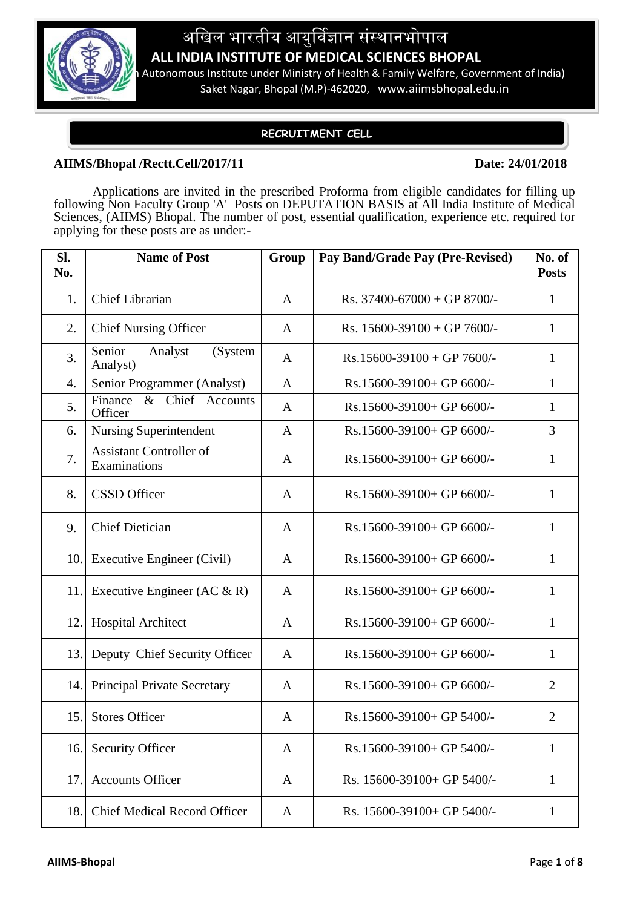# अखिल भारतीय आयुर्विज्ञान संस्थानभोपाल

## ALL INDIA INSTITUTE OF MEDICAL SCIENCES BHOPAL

(An Autonomous Institute under Ministry of Health & Family Welfare, Government of India)

Saket Nagar, Bhopal (M.P)-462020, www.aiimsbhopal.edu.in

### RECRUITMENT CELL

**AIIMS/Bhopal /Rectt.Cell/2017/11** **Date: 24/01/2018**

Applications are invited in the prescribed Proforma from eligible candidates for filling up following Non Faculty Group 'A' Posts on DEPUTATION BASIS at All India Institute of Medical Sciences, (AIIMS) Bhopal. The number of post, essential qualification, experience etc. required for applying for these posts are as under:-

| Sl. No. | Name of Post | Group | Pay Band/Grade Pay (Pre-Revised) | No. of Posts |
|---|---|---|---|---|
| 1. | Chief Librarian | A | Rs. 37400-67000 + GP 8700/- | 1 |
| 2. | Chief Nursing Officer | A | Rs. 15600-39100 + GP 7600/- | 1 |
| 3. | Senior Analyst (System Analyst) | A | Rs.15600-39100 + GP 7600/- | 1 |
| 4. | Senior Programmer (Analyst) | A | Rs.15600-39100+ GP 6600/- | 1 |
| 5. | Finance & Chief Accounts Officer | A | Rs.15600-39100+ GP 6600/- | 1 |
| 6. | Nursing Superintendent | A | Rs.15600-39100+ GP 6600/- | 3 |
| 7. | Assistant Controller of Examinations | A | Rs.15600-39100+ GP 6600/- | 1 |
| 8. | CSSD Officer | A | Rs.15600-39100+ GP 6600/- | 1 |
| 9. | Chief Dietician | A | Rs.15600-39100+ GP 6600/- | 1 |
| 10. | Executive Engineer (Civil) | A | Rs.15600-39100+ GP 6600/- | 1 |
| 11. | Executive Engineer (AC & R) | A | Rs.15600-39100+ GP 6600/- | 1 |
| 12. | Hospital Architect | A | Rs.15600-39100+ GP 6600/- | 1 |
| 13. | Deputy Chief Security Officer | A | Rs.15600-39100+ GP 6600/- | 1 |
| 14. | Principal Private Secretary | A | Rs.15600-39100+ GP 6600/- | 2 |
| 15. | Stores Officer | A | Rs.15600-39100+ GP 5400/- | 2 |
| 16. | Security Officer | A | Rs.15600-39100+ GP 5400/- | 1 |
| 17. | Accounts Officer | A | Rs. 15600-39100+ GP 5400/- | 1 |
| 18. | Chief Medical Record Officer | A | Rs. 15600-39100+ GP 5400/- | 1 |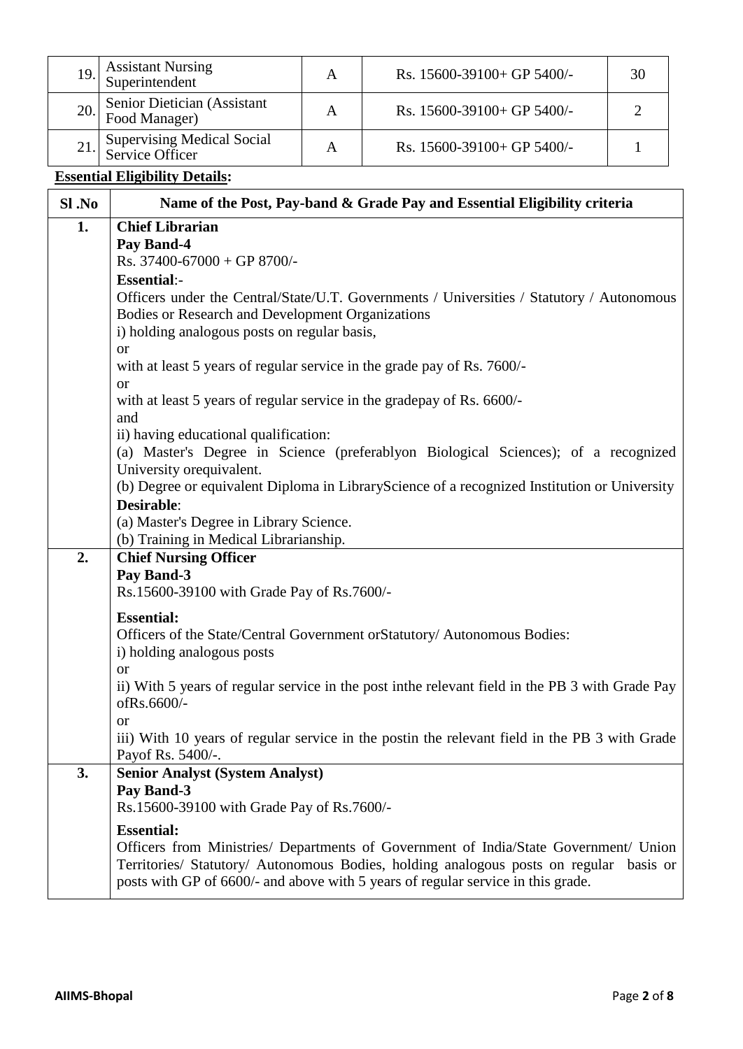| 19. | Assistant Nursing Superintendent | A | Rs. 15600-39100+ GP 5400/- | 30 |
|---|---|---|---|---|
| 20. | Senior Dietician (Assistant Food Manager) | A | Rs. 15600-39100+ GP 5400/- | 2 |
| 21. | Supervising Medical Social Service Officer | A | Rs. 15600-39100+ GP 5400/- | 1 |

**Essential Eligibility Details:**

| Sl .No | Name of the Post, Pay-band & Grade Pay and Essential Eligibility criteria |
|---|---|
| 1. | **Chief Librarian**<br>**Pay Band-4**<br>Rs. 37400-67000 + GP 8700/-<br>**Essential**:-<br>Officers under the Central/State/U.T. Governments / Universities / Statutory / Autonomous Bodies or Research and Development Organizations<br>i) holding analogous posts on regular basis,<br>or<br>with at least 5 years of regular service in the grade pay of Rs. 7600/-<br>or<br>with at least 5 years of regular service in the gradepay of Rs. 6600/-<br>and<br>ii) having educational qualification:<br>(a) Master's Degree in Science (preferablyon Biological Sciences); of a recognized University orequivalent.<br>(b) Degree or equivalent Diploma in LibraryScience of a recognized Institution or University<br>**Desirable**:<br>(a) Master's Degree in Library Science.<br>(b) Training in Medical Librarianship. |
| 2. | **Chief Nursing Officer**<br>**Pay Band-3**<br>Rs.15600-39100 with Grade Pay of Rs.7600/-<br>**Essential:**<br>Officers of the State/Central Government orStatutory/ Autonomous Bodies:<br>i) holding analogous posts<br>or<br>ii) With 5 years of regular service in the post inthe relevant field in the PB 3 with Grade Pay ofRs.6600/-<br>or<br>iii) With 10 years of regular service in the postin the relevant field in the PB 3 with Grade Payof Rs. 5400/-. |
| 3. | **Senior Analyst (System Analyst)**<br>**Pay Band-3**<br>Rs.15600-39100 with Grade Pay of Rs.7600/-<br>**Essential:**<br>Officers from Ministries/ Departments of Government of India/State Government/ Union Territories/ Statutory/ Autonomous Bodies, holding analogous posts on regular basis or posts with GP of 6600/- and above with 5 years of regular service in this grade. |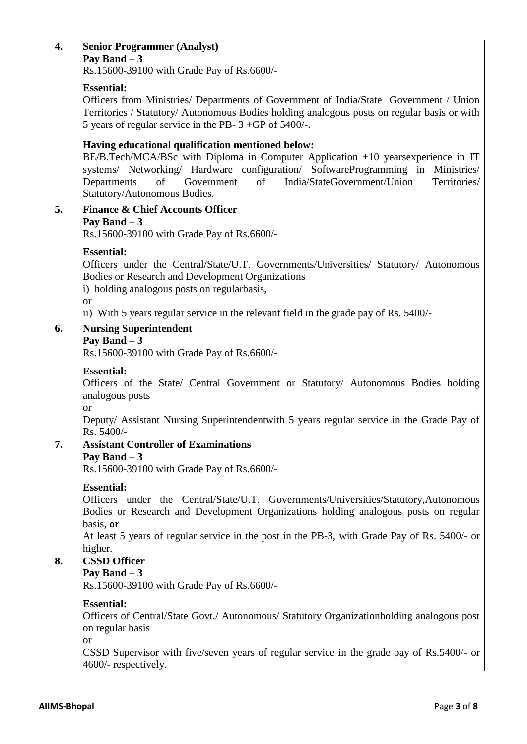| | |
|---|---|
| **4.** | **Senior Programmer (Analyst)**<br>**Pay Band – 3**<br>Rs.15600-39100 with Grade Pay of Rs.6600/-<br><br>**Essential:**<br>Officers from Ministries/ Departments of Government of India/State Government / Union Territories / Statutory/ Autonomous Bodies holding analogous posts on regular basis or with 5 years of regular service in the PB- 3 +GP of 5400/-.<br><br>**Having educational qualification mentioned below:**<br>BE/B.Tech/MCA/BSc with Diploma in Computer Application +10 yearsexperience in IT systems/ Networking/ Hardware configuration/ SoftwareProgramming in Ministries/ Departments of Government of India/StateGovernment/Union Territories/ Statutory/Autonomous Bodies. |
| **5.** | **Finance & Chief Accounts Officer**<br>**Pay Band – 3**<br>Rs.15600-39100 with Grade Pay of Rs.6600/-<br><br>**Essential:**<br>Officers under the Central/State/U.T. Governments/Universities/ Statutory/ Autonomous Bodies or Research and Development Organizations<br>i) holding analogous posts on regularbasis,<br>or<br>ii) With 5 years regular service in the relevant field in the grade pay of Rs. 5400/- |
| **6.** | **Nursing Superintendent**<br>**Pay Band – 3**<br>Rs.15600-39100 with Grade Pay of Rs.6600/-<br><br>**Essential:**<br>Officers of the State/ Central Government or Statutory/ Autonomous Bodies holding analogous posts<br>or<br>Deputy/ Assistant Nursing Superintendentwith 5 years regular service in the Grade Pay of Rs. 5400/- |
| **7.** | **Assistant Controller of Examinations**<br>**Pay Band – 3**<br>Rs.15600-39100 with Grade Pay of Rs.6600/-<br><br>**Essential:**<br>Officers under the Central/State/U.T. Governments/Universities/Statutory,Autonomous Bodies or Research and Development Organizations holding analogous posts on regular basis, **or**<br>At least 5 years of regular service in the post in the PB-3, with Grade Pay of Rs. 5400/- or higher. |
| **8.** | **CSSD Officer**<br>**Pay Band – 3**<br>Rs.15600-39100 with Grade Pay of Rs.6600/-<br><br>**Essential:**<br>Officers of Central/State Govt./ Autonomous/ Statutory Organizationholding analogous post on regular basis<br>or<br>CSSD Supervisor with five/seven years of regular service in the grade pay of Rs.5400/- or 4600/- respectively. |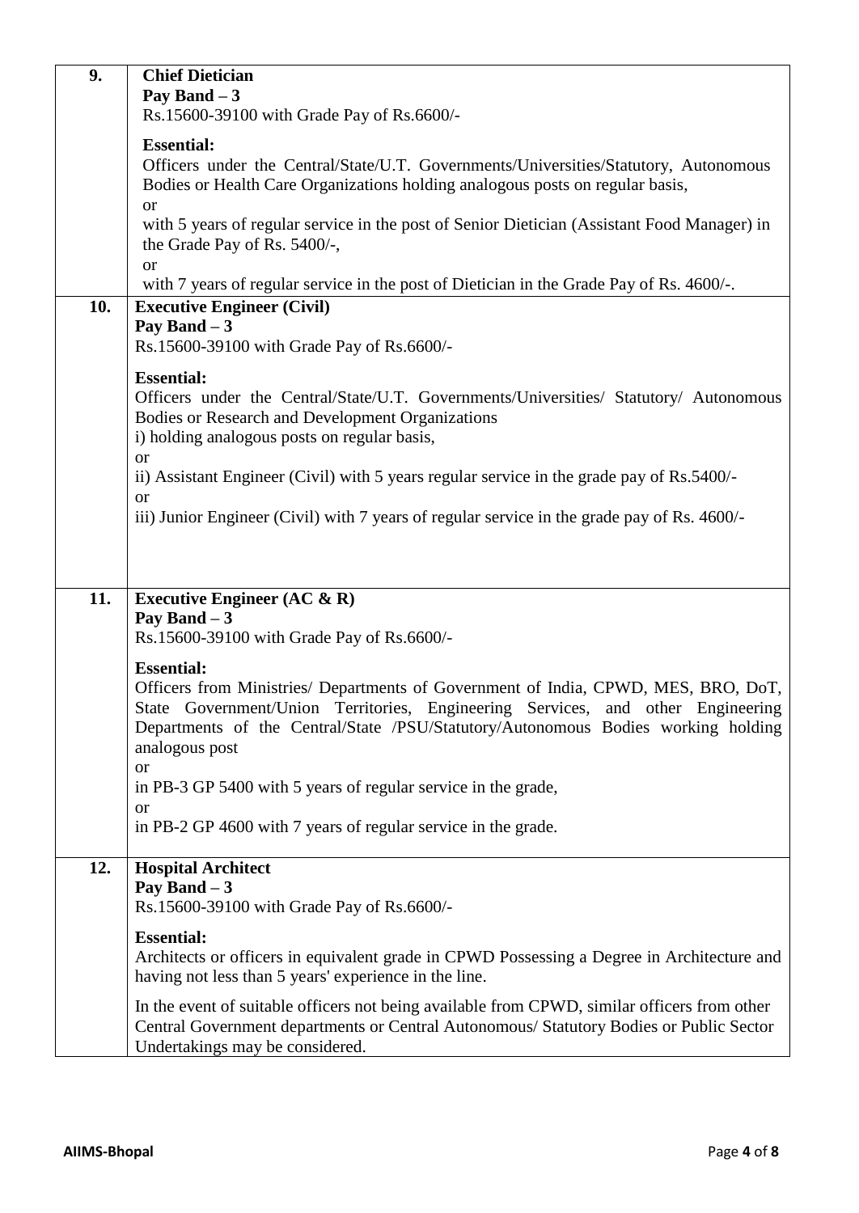| | |
|---|---|
| **9.** | **Chief Dietician**<br>**Pay Band – 3**<br>Rs.15600-39100 with Grade Pay of Rs.6600/-<br><br>**Essential:**<br>Officers under the Central/State/U.T. Governments/Universities/Statutory, Autonomous Bodies or Health Care Organizations holding analogous posts on regular basis,<br>or<br>with 5 years of regular service in the post of Senior Dietician (Assistant Food Manager) in the Grade Pay of Rs. 5400/-,<br>or<br>with 7 years of regular service in the post of Dietician in the Grade Pay of Rs. 4600/-. |
| **10.** | **Executive Engineer (Civil)**<br>**Pay Band – 3**<br>Rs.15600-39100 with Grade Pay of Rs.6600/-<br><br>**Essential:**<br>Officers under the Central/State/U.T. Governments/Universities/ Statutory/ Autonomous Bodies or Research and Development Organizations<br>i) holding analogous posts on regular basis,<br>or<br>ii) Assistant Engineer (Civil) with 5 years regular service in the grade pay of Rs.5400/-<br>or<br>iii) Junior Engineer (Civil) with 7 years of regular service in the grade pay of Rs. 4600/- |
| **11.** | **Executive Engineer (AC & R)**<br>**Pay Band – 3**<br>Rs.15600-39100 with Grade Pay of Rs.6600/-<br><br>**Essential:**<br>Officers from Ministries/ Departments of Government of India, CPWD, MES, BRO, DoT, State Government/Union Territories, Engineering Services, and other Engineering Departments of the Central/State /PSU/Statutory/Autonomous Bodies working holding analogous post<br>or<br>in PB-3 GP 5400 with 5 years of regular service in the grade,<br>or<br>in PB-2 GP 4600 with 7 years of regular service in the grade. |
| **12.** | **Hospital Architect**<br>**Pay Band – 3**<br>Rs.15600-39100 with Grade Pay of Rs.6600/-<br><br>**Essential:**<br>Architects or officers in equivalent grade in CPWD Possessing a Degree in Architecture and having not less than 5 years' experience in the line.<br><br>In the event of suitable officers not being available from CPWD, similar officers from other Central Government departments or Central Autonomous/ Statutory Bodies or Public Sector Undertakings may be considered. |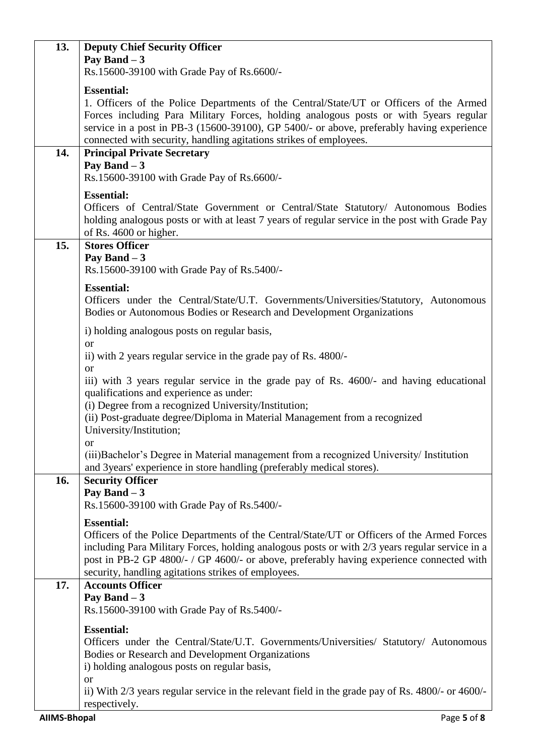| | |
|---|---|
| **13.** | **Deputy Chief Security Officer**<br>**Pay Band – 3**<br>Rs.15600-39100 with Grade Pay of Rs.6600/-<br><br>**Essential:**<br>1. Officers of the Police Departments of the Central/State/UT or Officers of the Armed Forces including Para Military Forces, holding analogous posts or with 5years regular service in a post in PB-3 (15600-39100), GP 5400/- or above, preferably having experience connected with security, handling agitations strikes of employees. |
| **14.** | **Principal Private Secretary**<br>**Pay Band – 3**<br>Rs.15600-39100 with Grade Pay of Rs.6600/-<br><br>**Essential:**<br>Officers of Central/State Government or Central/State Statutory/ Autonomous Bodies holding analogous posts or with at least 7 years of regular service in the post with Grade Pay of Rs. 4600 or higher. |
| **15.** | **Stores Officer**<br>**Pay Band – 3**<br>Rs.15600-39100 with Grade Pay of Rs.5400/-<br><br>**Essential:**<br>Officers under the Central/State/U.T. Governments/Universities/Statutory, Autonomous Bodies or Autonomous Bodies or Research and Development Organizations<br><br>i) holding analogous posts on regular basis,<br>or<br>ii) with 2 years regular service in the grade pay of Rs. 4800/-<br>or<br>iii) with 3 years regular service in the grade pay of Rs. 4600/- and having educational qualifications and experience as under:<br>(i) Degree from a recognized University/Institution;<br>(ii) Post-graduate degree/Diploma in Material Management from a recognized University/Institution;<br>or<br>(iii)Bachelor's Degree in Material management from a recognized University/ Institution and 3years' experience in store handling (preferably medical stores). |
| **16.** | **Security Officer**<br>**Pay Band – 3**<br>Rs.15600-39100 with Grade Pay of Rs.5400/-<br><br>**Essential:**<br>Officers of the Police Departments of the Central/State/UT or Officers of the Armed Forces including Para Military Forces, holding analogous posts or with 2/3 years regular service in a post in PB-2 GP 4800/- / GP 4600/- or above, preferably having experience connected with security, handling agitations strikes of employees. |
| **17.** | **Accounts Officer**<br>**Pay Band – 3**<br>Rs.15600-39100 with Grade Pay of Rs.5400/-<br><br>**Essential:**<br>Officers under the Central/State/U.T. Governments/Universities/ Statutory/ Autonomous Bodies or Research and Development Organizations<br>i) holding analogous posts on regular basis,<br>or<br>ii) With 2/3 years regular service in the relevant field in the grade pay of Rs. 4800/- or 4600/- respectively. |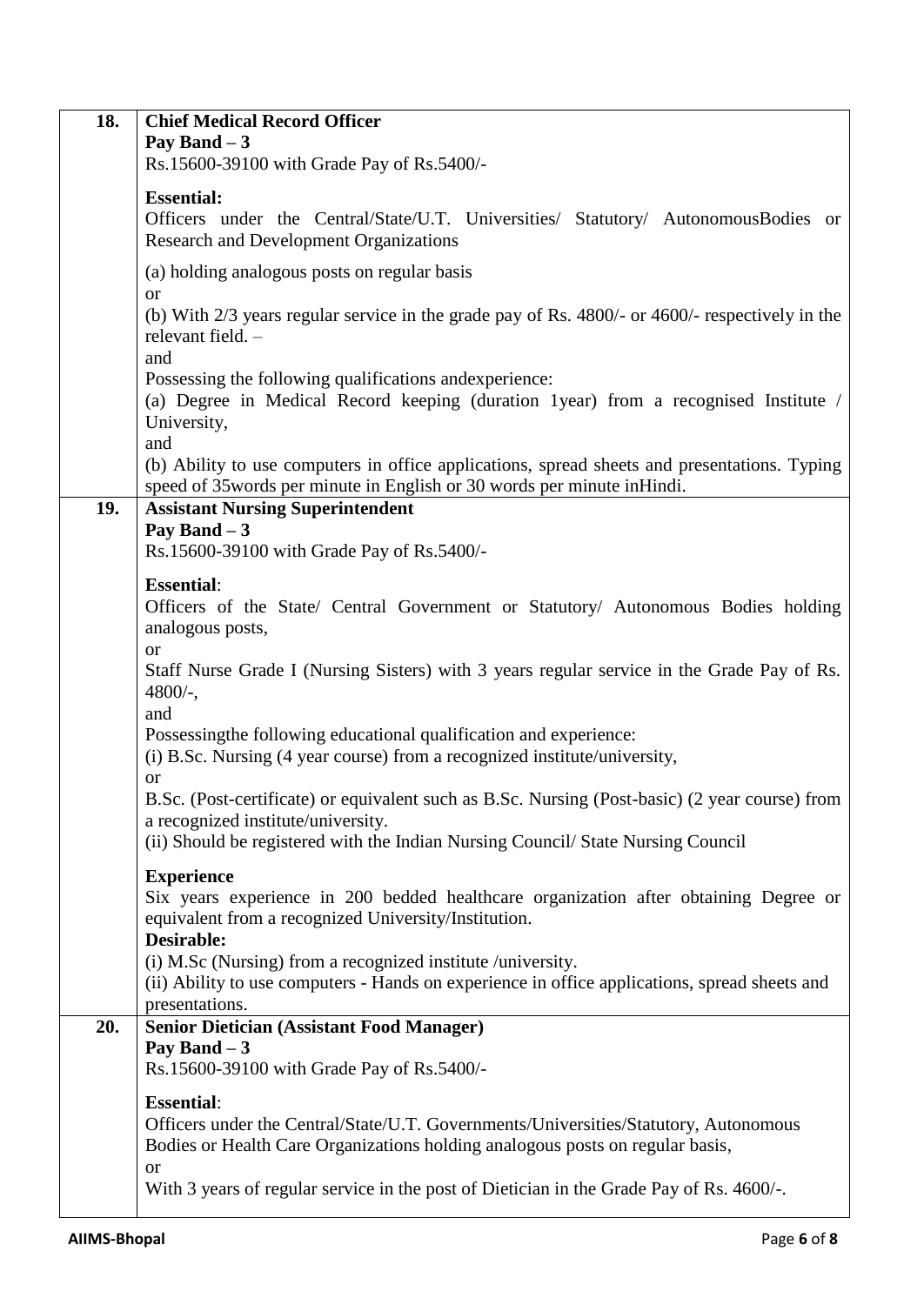| | |
|---|---|
| **18.** | **Chief Medical Record Officer**<br>**Pay Band – 3**<br>Rs.15600-39100 with Grade Pay of Rs.5400/-<br><br>**Essential:**<br>Officers under the Central/State/U.T. Universities/ Statutory/ AutonomousBodies or Research and Development Organizations<br><br>(a) holding analogous posts on regular basis<br>or<br>(b) With 2/3 years regular service in the grade pay of Rs. 4800/- or 4600/- respectively in the relevant field. –<br>and<br>Possessing the following qualifications andexperience:<br>(a) Degree in Medical Record keeping (duration 1year) from a recognised Institute / University,<br>and<br>(b) Ability to use computers in office applications, spread sheets and presentations. Typing speed of 35words per minute in English or 30 words per minute inHindi. |
| **19.** | **Assistant Nursing Superintendent**<br>**Pay Band – 3**<br>Rs.15600-39100 with Grade Pay of Rs.5400/-<br><br>**Essential**:<br>Officers of the State/ Central Government or Statutory/ Autonomous Bodies holding analogous posts,<br>or<br>Staff Nurse Grade I (Nursing Sisters) with 3 years regular service in the Grade Pay of Rs. 4800/-,<br>and<br>Possessingthe following educational qualification and experience:<br>(i) B.Sc. Nursing (4 year course) from a recognized institute/university,<br>or<br>B.Sc. (Post-certificate) or equivalent such as B.Sc. Nursing (Post-basic) (2 year course) from a recognized institute/university.<br>(ii) Should be registered with the Indian Nursing Council/ State Nursing Council<br><br>**Experience**<br>Six years experience in 200 bedded healthcare organization after obtaining Degree or equivalent from a recognized University/Institution.<br>**Desirable:**<br>(i) M.Sc (Nursing) from a recognized institute /university.<br>(ii) Ability to use computers - Hands on experience in office applications, spread sheets and presentations. |
| **20.** | **Senior Dietician (Assistant Food Manager)**<br>**Pay Band – 3**<br>Rs.15600-39100 with Grade Pay of Rs.5400/-<br><br>**Essential**:<br>Officers under the Central/State/U.T. Governments/Universities/Statutory, Autonomous Bodies or Health Care Organizations holding analogous posts on regular basis,<br>or<br>With 3 years of regular service in the post of Dietician in the Grade Pay of Rs. 4600/-. |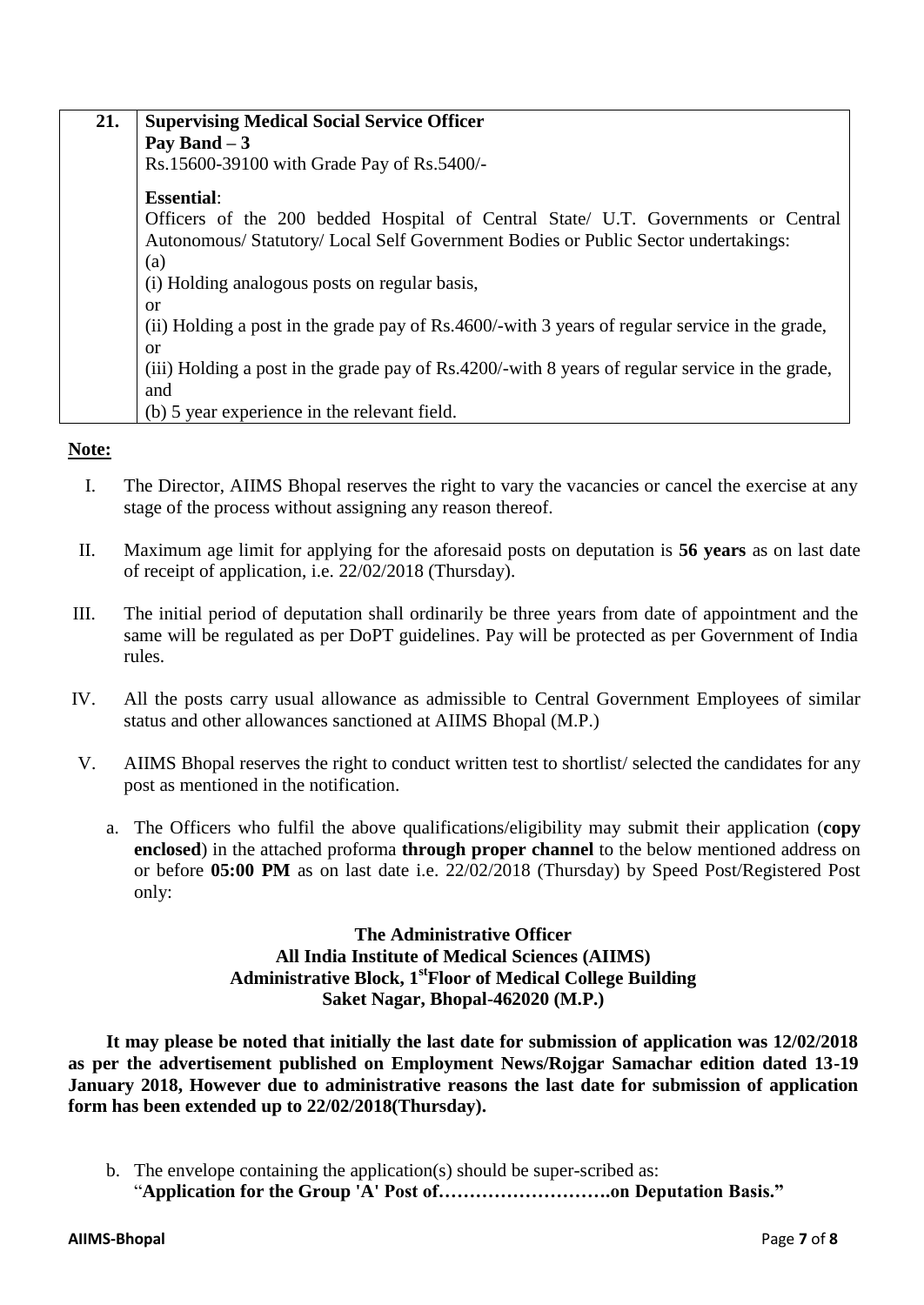| 21. | **Supervising Medical Social Service Officer**<br>**Pay Band – 3**<br>Rs.15600-39100 with Grade Pay of Rs.5400/-<br><br>**Essential**:<br>Officers of the 200 bedded Hospital of Central State/ U.T. Governments or Central Autonomous/ Statutory/ Local Self Government Bodies or Public Sector undertakings:<br>(a)<br>(i) Holding analogous posts on regular basis,<br>or<br>(ii) Holding a post in the grade pay of Rs.4600/-with 3 years of regular service in the grade,<br>or<br>(iii) Holding a post in the grade pay of Rs.4200/-with 8 years of regular service in the grade,<br>and<br>(b) 5 year experience in the relevant field. |
|---|---|

**Note:**

I. The Director, AIIMS Bhopal reserves the right to vary the vacancies or cancel the exercise at any stage of the process without assigning any reason thereof.

II. Maximum age limit for applying for the aforesaid posts on deputation is **56 years** as on last date of receipt of application, i.e. 22/02/2018 (Thursday).

III. The initial period of deputation shall ordinarily be three years from date of appointment and the same will be regulated as per DoPT guidelines. Pay will be protected as per Government of India rules.

IV. All the posts carry usual allowance as admissible to Central Government Employees of similar status and other allowances sanctioned at AIIMS Bhopal (M.P.)

V. AIIMS Bhopal reserves the right to conduct written test to shortlist/ selected the candidates for any post as mentioned in the notification.

a. The Officers who fulfil the above qualifications/eligibility may submit their application (**copy enclosed**) in the attached proforma **through proper channel** to the below mentioned address on or before **05:00 PM** as on last date i.e. 22/02/2018 (Thursday) by Speed Post/Registered Post only:

**The Administrative Officer**
**All India Institute of Medical Sciences (AIIMS)**
**Administrative Block, 1st Floor of Medical College Building**
**Saket Nagar, Bhopal-462020 (M.P.)**

**It may please be noted that initially the last date for submission of application was 12/02/2018 as per the advertisement published on Employment News/Rojgar Samachar edition dated 13-19 January 2018, However due to administrative reasons the last date for submission of application form has been extended up to 22/02/2018(Thursday).**

b. The envelope containing the application(s) should be super-scribed as:
"**Application for the Group 'A' Post of……………………….on Deputation Basis.**"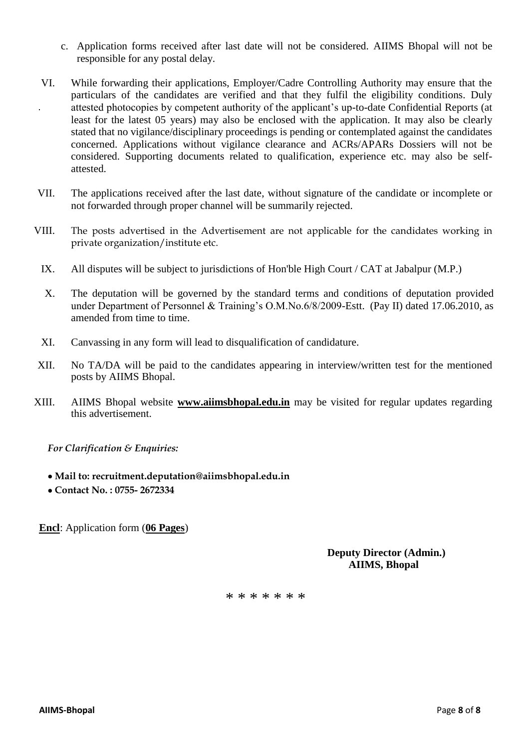c. Application forms received after last date will not be considered. AIIMS Bhopal will not be responsible for any postal delay.

VI. While forwarding their applications, Employer/Cadre Controlling Authority may ensure that the particulars of the candidates are verified and that they fulfil the eligibility conditions. Duly attested photocopies by competent authority of the applicant's up-to-date Confidential Reports (at least for the latest 05 years) may also be enclosed with the application. It may also be clearly stated that no vigilance/disciplinary proceedings is pending or contemplated against the candidates concerned. Applications without vigilance clearance and ACRs/APARs Dossiers will not be considered. Supporting documents related to qualification, experience etc. may also be self-attested.

VII. The applications received after the last date, without signature of the candidate or incomplete or not forwarded through proper channel will be summarily rejected.

VIII. The posts advertised in the Advertisement are not applicable for the candidates working in private organization/institute etc.

IX. All disputes will be subject to jurisdictions of Hon'ble High Court / CAT at Jabalpur (M.P.)

X. The deputation will be governed by the standard terms and conditions of deputation provided under Department of Personnel & Training's O.M.No.6/8/2009-Estt. (Pay II) dated 17.06.2010, as amended from time to time.

XI. Canvassing in any form will lead to disqualification of candidature.

XII. No TA/DA will be paid to the candidates appearing in interview/written test for the mentioned posts by AIIMS Bhopal.

XIII. AIIMS Bhopal website **www.aiimsbhopal.edu.in** may be visited for regular updates regarding this advertisement.

*For Clarification & Enquiries:*

- **Mail to: recruitment.deputation@aiimsbhopal.edu.in**
- **Contact No. : 0755- 2672334**

**Encl**: Application form (**06 Pages**)

**Deputy Director (Admin.)**
**AIIMS, Bhopal**

* * * * * * *